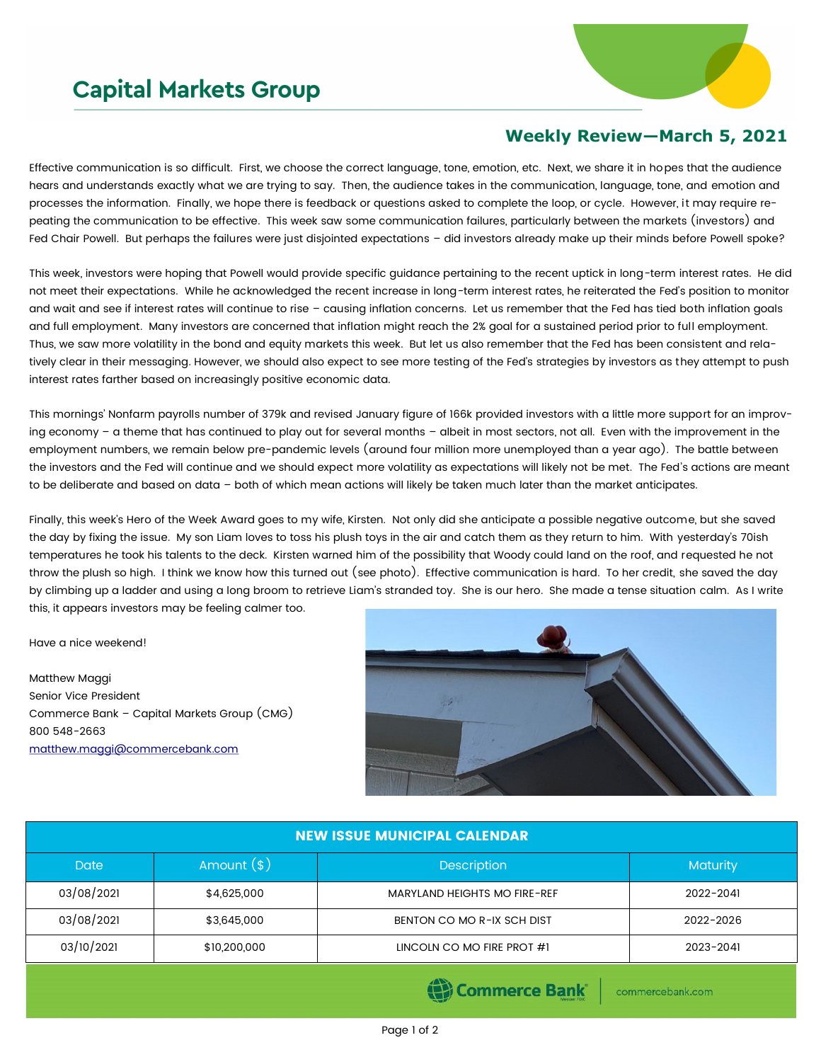# Capital Markets Group

## Weekly Review—March 5, 2021

Effective communication is so difficult. First, we choose the correct language, tone, emotion, etc. Next, we share it in hopes that the audience hears and understands exactly what we are trying to say. Then, the audience takes in the communication, language, tone, and emotion and processes the information. Finally, we hope there is feedback or questions asked to complete the loop, or cycle. However, it may require repeating the communication to be effective. This week saw some communication failures, particularly between the markets (investors) and Fed Chair Powell. But perhaps the failures were just disjointed expectations – did investors already make up their minds before Powell spoke?

This week, investors were hoping that Powell would provide specific guidance pertaining to the recent uptick in long-term interest rates. He did not meet their expectations. While he acknowledged the recent increase in long-term interest rates, he reiterated the Fed's position to monitor and wait and see if interest rates will continue to rise – causing inflation concerns. Let us remember that the Fed has tied both inflation goals and full employment. Many investors are concerned that inflation might reach the 2% goal for a sustained period prior to full employment. Thus, we saw more volatility in the bond and equity markets this week. But let us also remember that the Fed has been consistent and relatively clear in their messaging. However, we should also expect to see more testing of the Fed's strategies by investors as they attempt to push interest rates farther based on increasingly positive economic data.

This mornings' Nonfarm payrolls number of 379k and revised January figure of 166k provided investors with a little more support for an improving economy – a theme that has continued to play out for several months – albeit in most sectors, not all. Even with the improvement in the employment numbers, we remain below pre-pandemic levels (around four million more unemployed than a year ago). The battle between the investors and the Fed will continue and we should expect more volatility as expectations will likely not be met. The Fed's actions are meant to be deliberate and based on data – both of which mean actions will likely be taken much later than the market anticipates.

Finally, this week's Hero of the Week Award goes to my wife, Kirsten. Not only did she anticipate a possible negative outcome, but she saved the day by fixing the issue. My son Liam loves to toss his plush toys in the air and catch them as they return to him. With yesterday's 70ish temperatures he took his talents to the deck. Kirsten warned him of the possibility that Woody could land on the roof, and requested he not throw the plush so high. I think we know how this turned out (see photo). Effective communication is hard. To her credit, she saved the day by climbing up a ladder and using a long broom to retrieve Liam's stranded toy. She is our hero. She made a tense situation calm. As I write this, it appears investors may be feeling calmer too.

Have a nice weekend!

Matthew Maggi
Senior Vice President
Commerce Bank – Capital Markets Group (CMG)
800 548-2663
matthew.maggi@commercebank.com

| NEW ISSUE MUNICIPAL CALENDAR | | | |
|---|---|---|---|
| Date | Amount ($) | Description | Maturity |
| 03/08/2021 | $4,625,000 | MARYLAND HEIGHTS MO FIRE-REF | 2022-2041 |
| 03/08/2021 | $3,645,000 | BENTON CO MO R-IX SCH DIST | 2022-2026 |
| 03/10/2021 | $10,200,000 | LINCOLN CO MO FIRE PROT #1 | 2023-2041 |

Commerce Bank | commercebank.com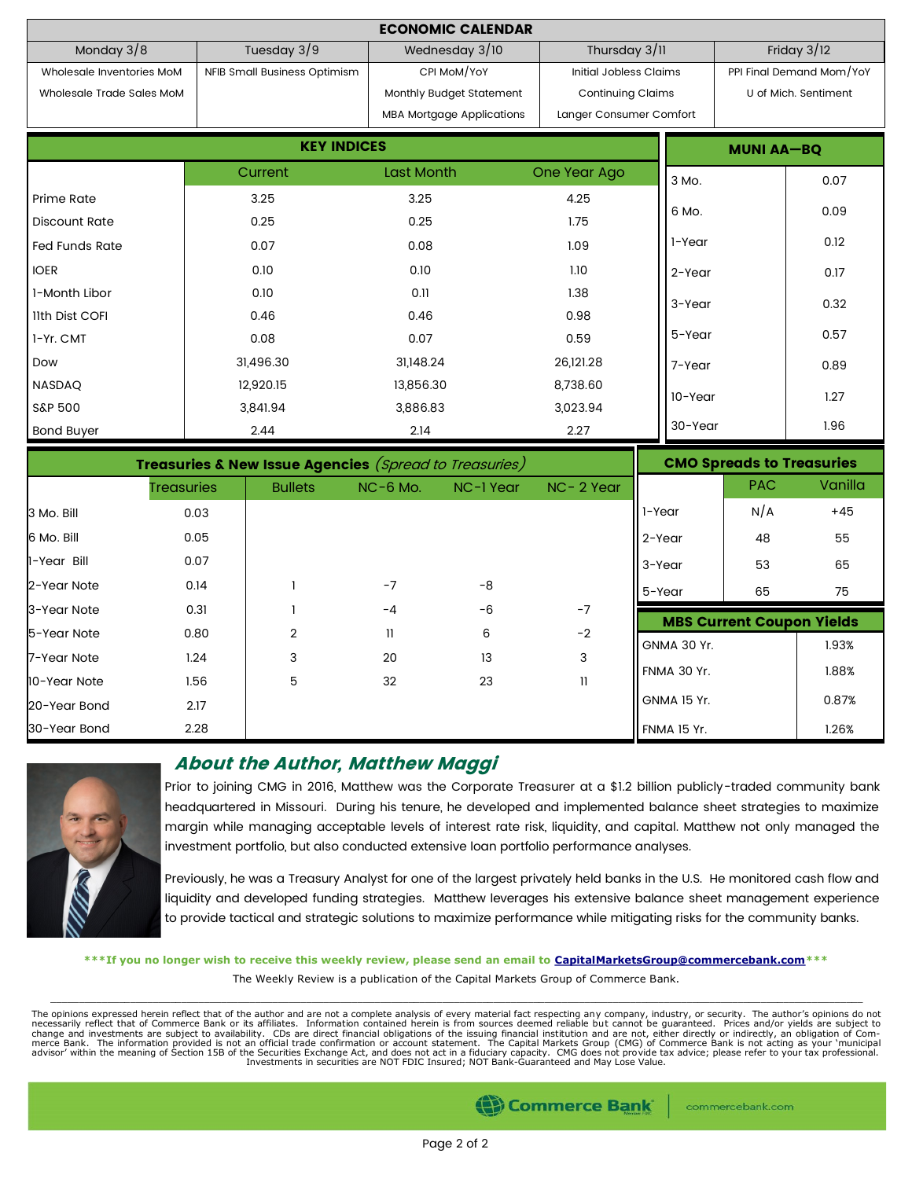## ECONOMIC CALENDAR

| Monday 3/8 | Tuesday 3/9 | Wednesday 3/10 | Thursday 3/11 | Friday 3/12 |
|---|---|---|---|---|
| Wholesale Inventories MoM | NFIB Small Business Optimism | CPI MoM/YoY | Initial Jobless Claims | PPI Final Demand Mom/YoY |
| Wholesale Trade Sales MoM | | Monthly Budget Statement | Continuing Claims | U of Mich. Sentiment |
| | | MBA Mortgage Applications | Langer Consumer Comfort | |

## KEY INDICES

| | Current | Last Month | One Year Ago |
|---|---|---|---|
| Prime Rate | 3.25 | 3.25 | 4.25 |
| Discount Rate | 0.25 | 0.25 | 1.75 |
| Fed Funds Rate | 0.07 | 0.08 | 1.09 |
| IOER | 0.10 | 0.10 | 1.10 |
| 1-Month Libor | 0.10 | 0.11 | 1.38 |
| 11th Dist COFI | 0.46 | 0.46 | 0.98 |
| 1-Yr. CMT | 0.08 | 0.07 | 0.59 |
| Dow | 31,496.30 | 31,148.24 | 26,121.28 |
| NASDAQ | 12,920.15 | 13,856.30 | 8,738.60 |
| S&P 500 | 3,841.94 | 3,886.83 | 3,023.94 |
| Bond Buyer | 2.44 | 2.14 | 2.27 |

## MUNI AA—BQ

| | |
|---|---|
| 3 Mo. | 0.07 |
| 6 Mo. | 0.09 |
| 1-Year | 0.12 |
| 2-Year | 0.17 |
| 3-Year | 0.32 |
| 5-Year | 0.57 |
| 7-Year | 0.89 |
| 10-Year | 1.27 |
| 30-Year | 1.96 |

## Treasuries & New Issue Agencies *(Spread to Treasuries)*

| | Treasuries | Bullets | NC-6 Mo. | NC-1 Year | NC- 2 Year |
|---|---|---|---|---|---|
| 3 Mo. Bill | 0.03 | | | | |
| 6 Mo. Bill | 0.05 | | | | |
| 1-Year Bill | 0.07 | | | | |
| 2-Year Note | 0.14 | 1 | -7 | -8 | |
| 3-Year Note | 0.31 | 1 | -4 | -6 | -7 |
| 5-Year Note | 0.80 | 2 | 11 | 6 | -2 |
| 7-Year Note | 1.24 | 3 | 20 | 13 | 3 |
| 10-Year Note | 1.56 | 5 | 32 | 23 | 11 |
| 20-Year Bond | 2.17 | | | | |
| 30-Year Bond | 2.28 | | | | |

## CMO Spreads to Treasuries

| | PAC | Vanilla |
|---|---|---|
| 1-Year | N/A | +45 |
| 2-Year | 48 | 55 |
| 3-Year | 53 | 65 |
| 5-Year | 65 | 75 |

## MBS Current Coupon Yields

| | |
|---|---|
| GNMA 30 Yr. | 1.93% |
| FNMA 30 Yr. | 1.88% |
| GNMA 15 Yr. | 0.87% |
| FNMA 15 Yr. | 1.26% |

## *About the Author, Matthew Maggi*

Prior to joining CMG in 2016, Matthew was the Corporate Treasurer at a $1.2 billion publicly-traded community bank headquartered in Missouri. During his tenure, he developed and implemented balance sheet strategies to maximize margin while managing acceptable levels of interest rate risk, liquidity, and capital. Matthew not only managed the investment portfolio, but also conducted extensive loan portfolio performance analyses.

Previously, he was a Treasury Analyst for one of the largest privately held banks in the U.S. He monitored cash flow and liquidity and developed funding strategies. Matthew leverages his extensive balance sheet management experience to provide tactical and strategic solutions to maximize performance while mitigating risks for the community banks.

**\*\*\*If you no longer wish to receive this weekly review, please send an email to CapitalMarketsGroup@commercebank.com\*\*\***

The Weekly Review is a publication of the Capital Markets Group of Commerce Bank.

The opinions expressed herein reflect that of the author and are not a complete analysis of every material fact respecting any company, industry, or security. The author's opinions do not necessarily reflect that of Commerce Bank or its affiliates. Information contained herein is from sources deemed reliable but cannot be guaranteed. Prices and/or yields are subject to change and investments are subject to availability. CDs are direct financial obligations of the issuing financial institution and are not, either directly or indirectly, an obligation of Commerce Bank. The information provided is not an official trade confirmation or account statement. The Capital Markets Group (CMG) of Commerce Bank is not acting as your 'municipal advisor' within the meaning of Section 15B of the Securities Exchange Act, and does not act in a fiduciary capacity. CMG does not provide tax advice; please refer to your tax professional. Investments in securities are NOT FDIC Insured; NOT Bank-Guaranteed and May Lose Value.

Commerce Bank | commercebank.com